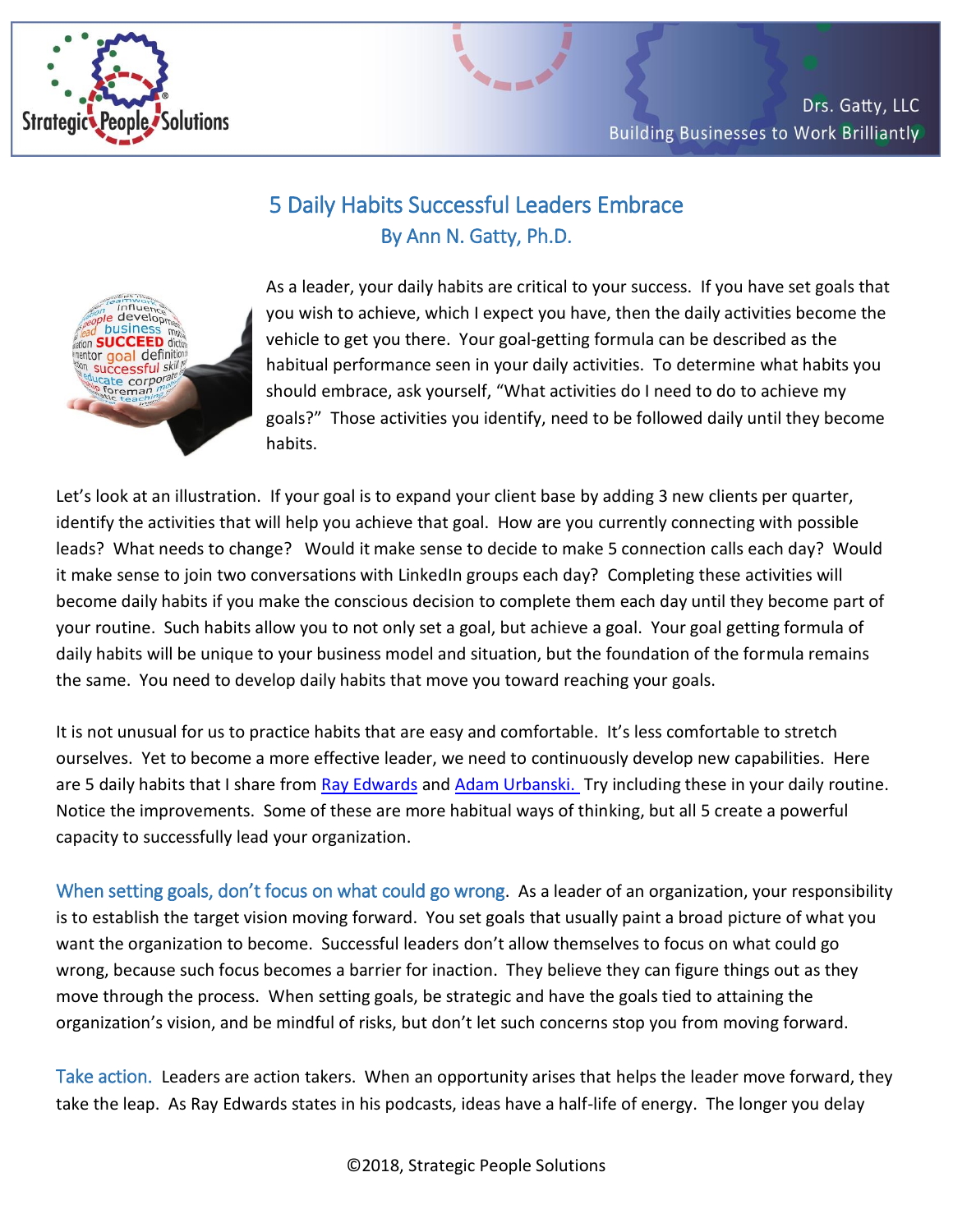# 5 Daily Habits Successful Leaders Embrace

## By Ann N. Gatty, Ph.D.

As a leader, your daily habits are critical to your success. If you have set goals that you wish to achieve, which I expect you have, then the daily activities become the vehicle to get you there. Your goal-getting formula can be described as the habitual performance seen in your daily activities. To determine what habits you should embrace, ask yourself, "What activities do I need to do to achieve my goals?" Those activities you identify, need to be followed daily until they become habits.

Let's look at an illustration. If your goal is to expand your client base by adding 3 new clients per quarter, identify the activities that will help you achieve that goal. How are you currently connecting with possible leads? What needs to change? Would it make sense to decide to make 5 connection calls each day? Would it make sense to join two conversations with LinkedIn groups each day? Completing these activities will become daily habits if you make the conscious decision to complete them each day until they become part of your routine. Such habits allow you to not only set a goal, but achieve a goal. Your goal getting formula of daily habits will be unique to your business model and situation, but the foundation of the formula remains the same. You need to develop daily habits that move you toward reaching your goals.

It is not unusual for us to practice habits that are easy and comfortable. It's less comfortable to stretch ourselves. Yet to become a more effective leader, we need to continuously develop new capabilities. Here are 5 daily habits that I share from Ray Edwards and Adam Urbanski. Try including these in your daily routine. Notice the improvements. Some of these are more habitual ways of thinking, but all 5 create a powerful capacity to successfully lead your organization.

**When setting goals, don't focus on what could go wrong.** As a leader of an organization, your responsibility is to establish the target vision moving forward. You set goals that usually paint a broad picture of what you want the organization to become. Successful leaders don't allow themselves to focus on what could go wrong, because such focus becomes a barrier for inaction. They believe they can figure things out as they move through the process. When setting goals, be strategic and have the goals tied to attaining the organization's vision, and be mindful of risks, but don't let such concerns stop you from moving forward.

**Take action.** Leaders are action takers. When an opportunity arises that helps the leader move forward, they take the leap. As Ray Edwards states in his podcasts, ideas have a half-life of energy. The longer you delay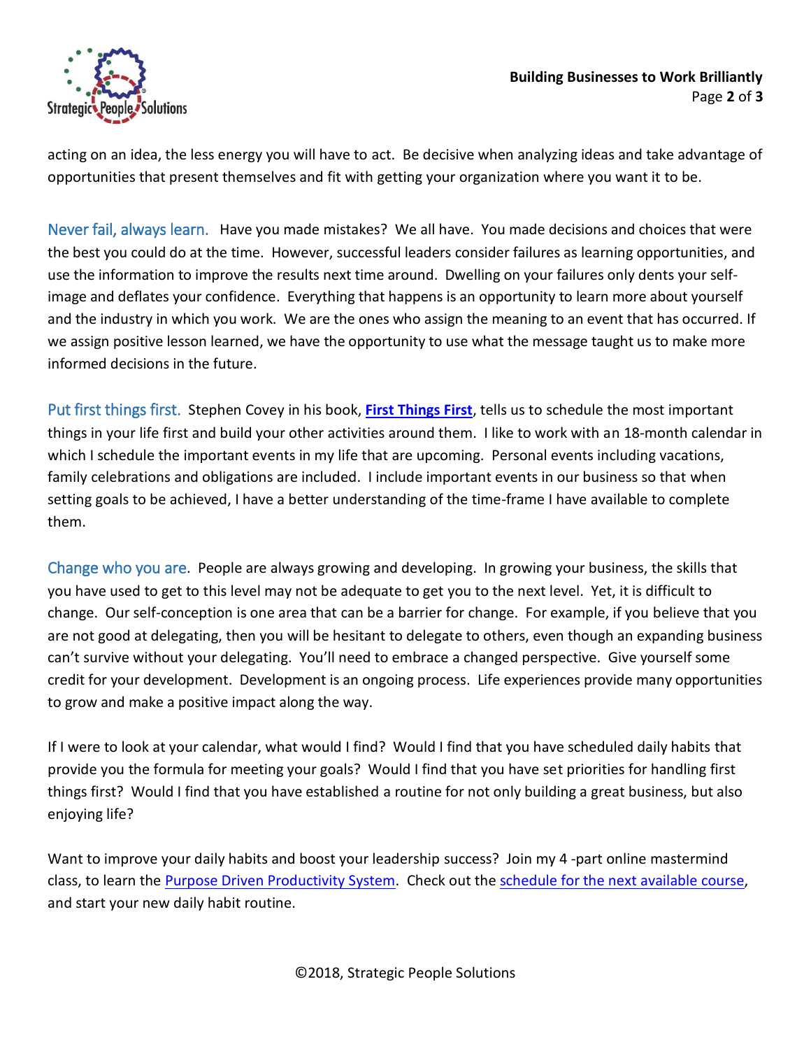acting on an idea, the less energy you will have to act. Be decisive when analyzing ideas and take advantage of opportunities that present themselves and fit with getting your organization where you want it to be.

### Never fail, always learn.

Have you made mistakes? We all have. You made decisions and choices that were the best you could do at the time. However, successful leaders consider failures as learning opportunities, and use the information to improve the results next time around. Dwelling on your failures only dents your self-image and deflates your confidence. Everything that happens is an opportunity to learn more about yourself and the industry in which you work. We are the ones who assign the meaning to an event that has occurred. If we assign positive lesson learned, we have the opportunity to use what the message taught us to make more informed decisions in the future.

### Put first things first.

Stephen Covey in his book, **First Things First**, tells us to schedule the most important things in your life first and build your other activities around them. I like to work with an 18-month calendar in which I schedule the important events in my life that are upcoming. Personal events including vacations, family celebrations and obligations are included. I include important events in our business so that when setting goals to be achieved, I have a better understanding of the time-frame I have available to complete them.

### Change who you are.

People are always growing and developing. In growing your business, the skills that you have used to get to this level may not be adequate to get you to the next level. Yet, it is difficult to change. Our self-conception is one area that can be a barrier for change. For example, if you believe that you are not good at delegating, then you will be hesitant to delegate to others, even though an expanding business can't survive without your delegating. You'll need to embrace a changed perspective. Give yourself some credit for your development. Development is an ongoing process. Life experiences provide many opportunities to grow and make a positive impact along the way.

If I were to look at your calendar, what would I find? Would I find that you have scheduled daily habits that provide you the formula for meeting your goals? Would I find that you have set priorities for handling first things first? Would I find that you have established a routine for not only building a great business, but also enjoying life?

Want to improve your daily habits and boost your leadership success? Join my 4 -part online mastermind class, to learn the Purpose Driven Productivity System. Check out the schedule for the next available course, and start your new daily habit routine.

©2018, Strategic People Solutions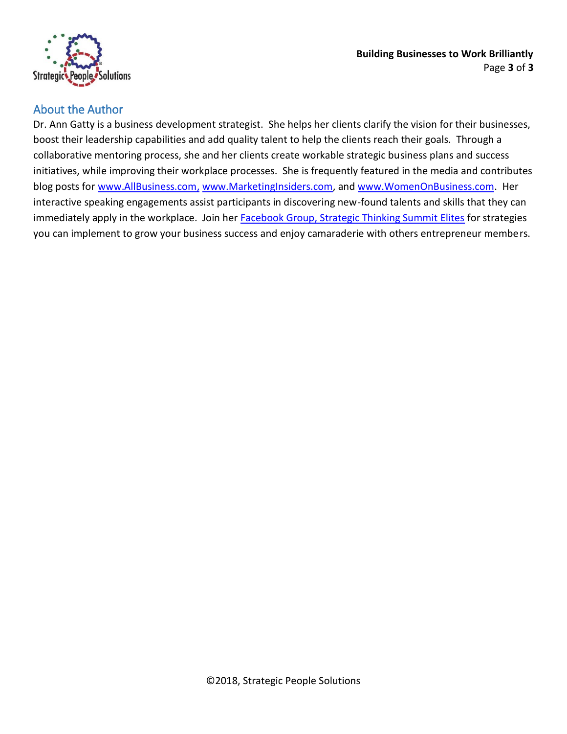## About the Author

Dr. Ann Gatty is a business development strategist. She helps her clients clarify the vision for their businesses, boost their leadership capabilities and add quality talent to help the clients reach their goals. Through a collaborative mentoring process, she and her clients create workable strategic business plans and success initiatives, while improving their workplace processes. She is frequently featured in the media and contributes blog posts for www.AllBusiness.com, www.MarketingInsiders.com, and www.WomenOnBusiness.com. Her interactive speaking engagements assist participants in discovering new-found talents and skills that they can immediately apply in the workplace. Join her Facebook Group, Strategic Thinking Summit Elites for strategies you can implement to grow your business success and enjoy camaraderie with others entrepreneur members.